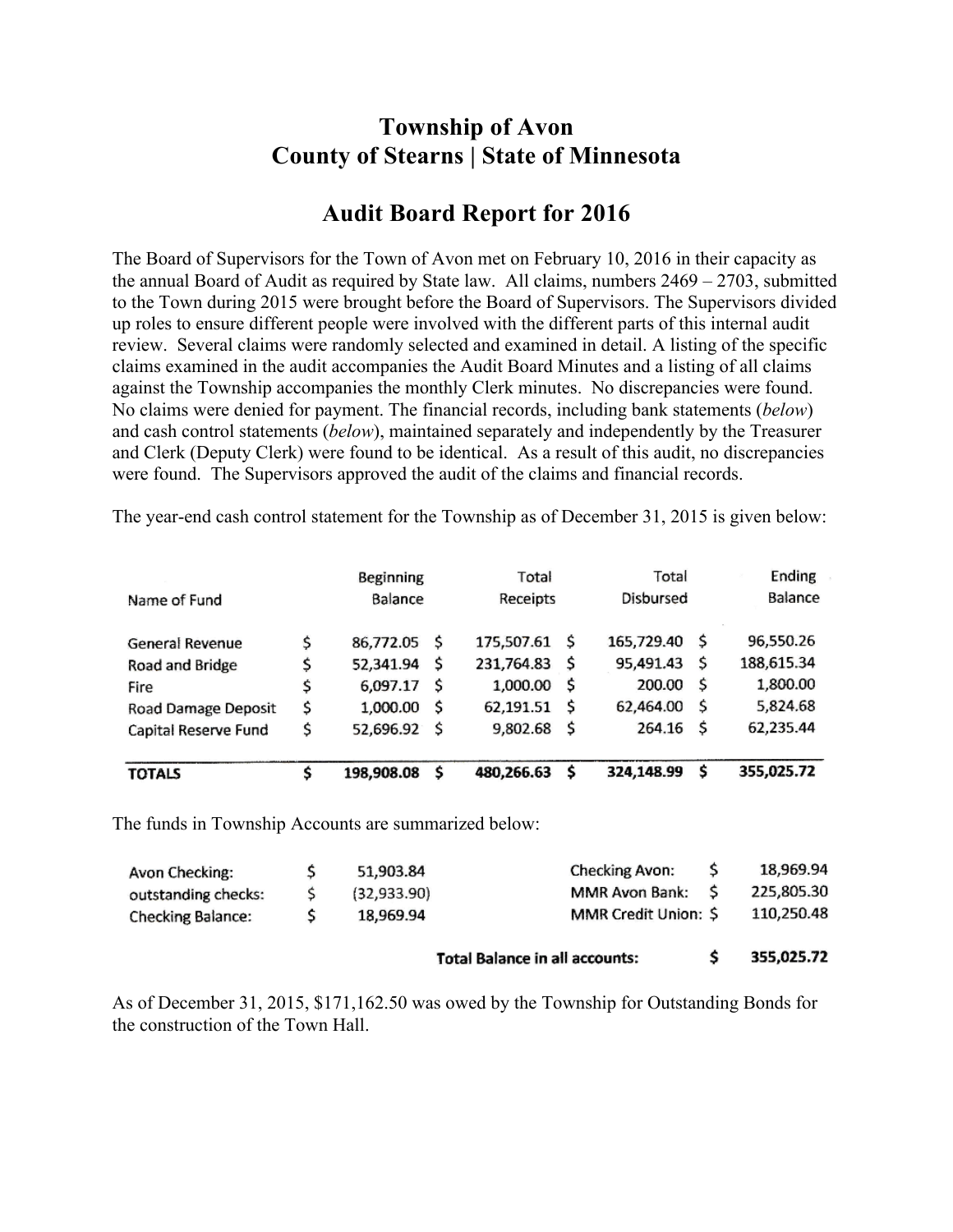# Township of Avon
# County of Stearns | State of Minnesota

## Audit Board Report for 2016

The Board of Supervisors for the Town of Avon met on February 10, 2016 in their capacity as the annual Board of Audit as required by State law. All claims, numbers 2469 – 2703, submitted to the Town during 2015 were brought before the Board of Supervisors. The Supervisors divided up roles to ensure different people were involved with the different parts of this internal audit review. Several claims were randomly selected and examined in detail. A listing of the specific claims examined in the audit accompanies the Audit Board Minutes and a listing of all claims against the Township accompanies the monthly Clerk minutes. No discrepancies were found. No claims were denied for payment. The financial records, including bank statements (*below*) and cash control statements (*below*), maintained separately and independently by the Treasurer and Clerk (Deputy Clerk) were found to be identical. As a result of this audit, no discrepancies were found. The Supervisors approved the audit of the claims and financial records.

The year-end cash control statement for the Township as of December 31, 2015 is given below:

| Name of Fund | Beginning Balance | Total Receipts | Total Disbursed | Ending Balance |
|---|---|---|---|---|
| General Revenue | $ 86,772.05 | $ 175,507.61 | $ 165,729.40 | $ 96,550.26 |
| Road and Bridge | $ 52,341.94 | $ 231,764.83 | $ 95,491.43 | $ 188,615.34 |
| Fire | $ 6,097.17 | $ 1,000.00 | $ 200.00 | $ 1,800.00 |
| Road Damage Deposit | $ 1,000.00 | $ 62,191.51 | $ 62,464.00 | $ 5,824.68 |
| Capital Reserve Fund | $ 52,696.92 | $ 9,802.68 | $ 264.16 | $ 62,235.44 |
| **TOTALS** | **$ 198,908.08** | **$ 480,266.63** | **$ 324,148.99** | **$ 355,025.72** |

The funds in Township Accounts are summarized below:

| | | | |
|---|---|---|---|
| Avon Checking: | $ 51,903.84 | Checking Avon: | $ 18,969.94 |
| outstanding checks: | $ (32,933.90) | MMR Avon Bank: | $ 225,805.30 |
| Checking Balance: | $ 18,969.94 | MMR Credit Union: | $ 110,250.48 |
| | | **Total Balance in all accounts:** | **$ 355,025.72** |

As of December 31, 2015, $171,162.50 was owed by the Township for Outstanding Bonds for the construction of the Town Hall.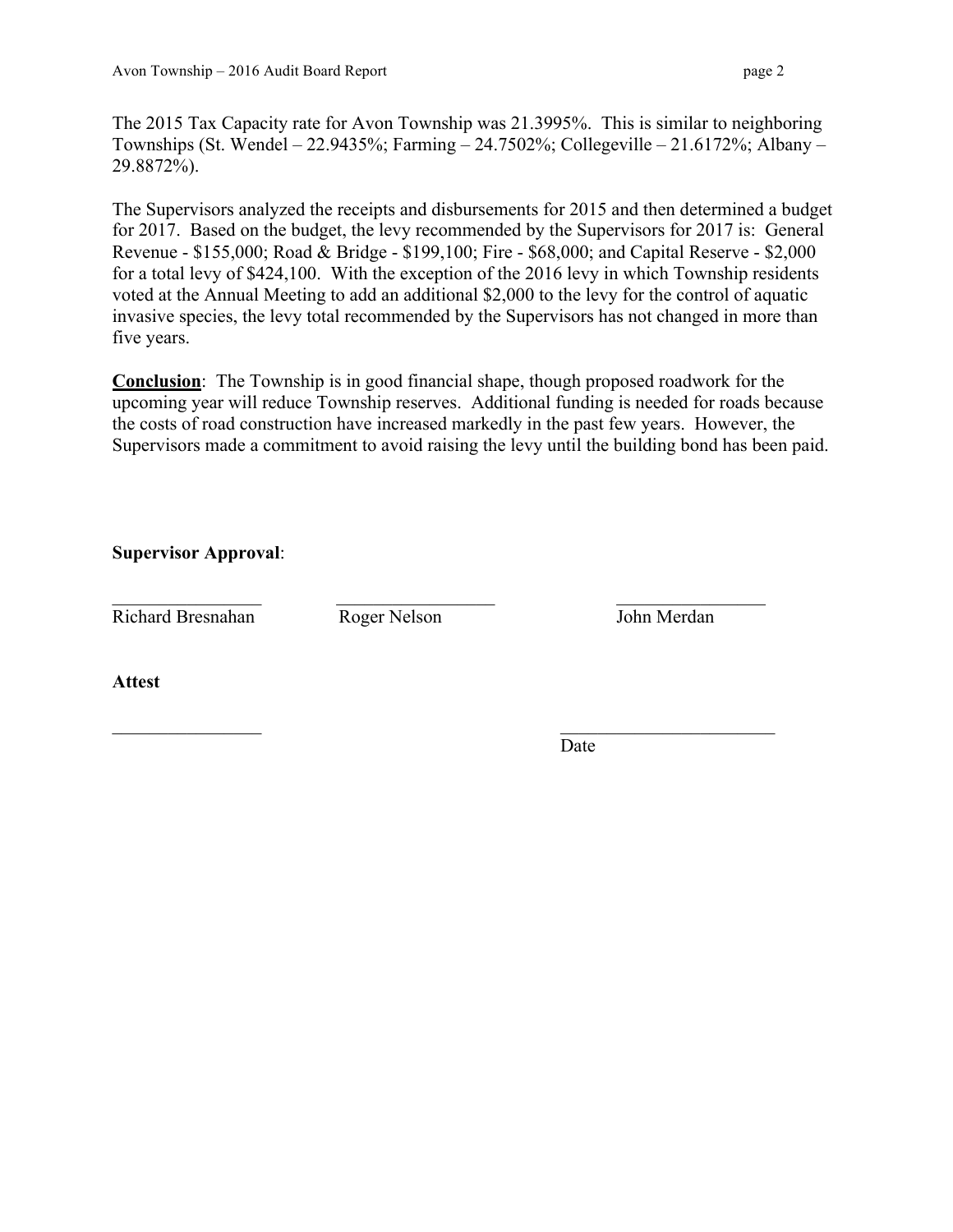The 2015 Tax Capacity rate for Avon Township was 21.3995%. This is similar to neighboring Townships (St. Wendel – 22.9435%; Farming – 24.7502%; Collegeville – 21.6172%; Albany – 29.8872%).

The Supervisors analyzed the receipts and disbursements for 2015 and then determined a budget for 2017. Based on the budget, the levy recommended by the Supervisors for 2017 is: General Revenue - $155,000; Road & Bridge - $199,100; Fire - $68,000; and Capital Reserve - $2,000 for a total levy of $424,100. With the exception of the 2016 levy in which Township residents voted at the Annual Meeting to add an additional $2,000 to the levy for the control of aquatic invasive species, the levy total recommended by the Supervisors has not changed in more than five years.

**Conclusion**: The Township is in good financial shape, though proposed roadwork for the upcoming year will reduce Township reserves. Additional funding is needed for roads because the costs of road construction have increased markedly in the past few years. However, the Supervisors made a commitment to avoid raising the levy until the building bond has been paid.

**Supervisor Approval**:

________________ ________________ ________________
Richard Bresnahan Roger Nelson John Merdan

**Attest**

________________ ________________________
Date